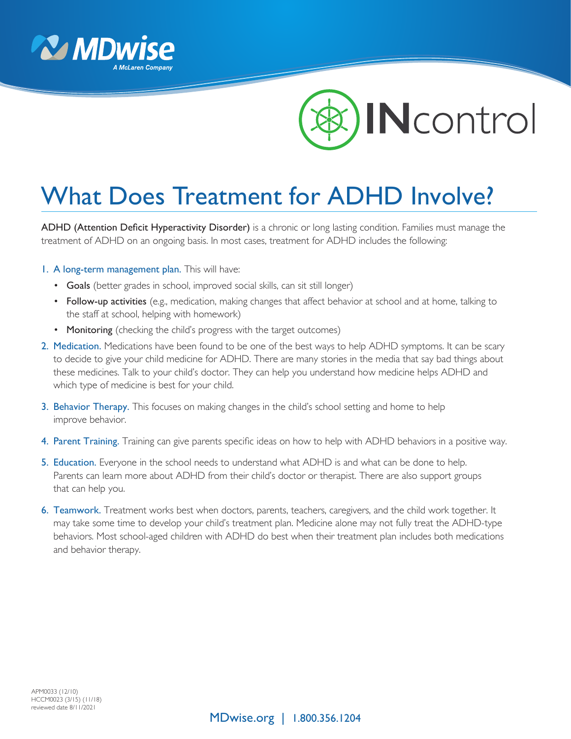# What Does Treatment for ADHD Involve?

**ADHD (Attention Deficit Hyperactivity Disorder)** is a chronic or long lasting condition. Families must manage the treatment of ADHD on an ongoing basis. In most cases, treatment for ADHD includes the following:

1. **A long-term management plan.** This will have:
   - **Goals** (better grades in school, improved social skills, can sit still longer)
   - **Follow-up activities** (e.g., medication, making changes that affect behavior at school and at home, talking to the staff at school, helping with homework)
   - **Monitoring** (checking the child's progress with the target outcomes)
2. **Medication.** Medications have been found to be one of the best ways to help ADHD symptoms. It can be scary to decide to give your child medicine for ADHD. There are many stories in the media that say bad things about these medicines. Talk to your child's doctor. They can help you understand how medicine helps ADHD and which type of medicine is best for your child.
3. **Behavior Therapy.** This focuses on making changes in the child's school setting and home to help improve behavior.
4. **Parent Training.** Training can give parents specific ideas on how to help with ADHD behaviors in a positive way.
5. **Education.** Everyone in the school needs to understand what ADHD is and what can be done to help. Parents can learn more about ADHD from their child's doctor or therapist. There are also support groups that can help you.
6. **Teamwork.** Treatment works best when doctors, parents, teachers, caregivers, and the child work together. It may take some time to develop your child's treatment plan. Medicine alone may not fully treat the ADHD-type behaviors. Most school-aged children with ADHD do best when their treatment plan includes both medications and behavior therapy.

APM0033 (12/10)
HCCM0023 (3/15) (11/18)
reviewed date 8/11/2021

MDwise.org | 1.800.356.1204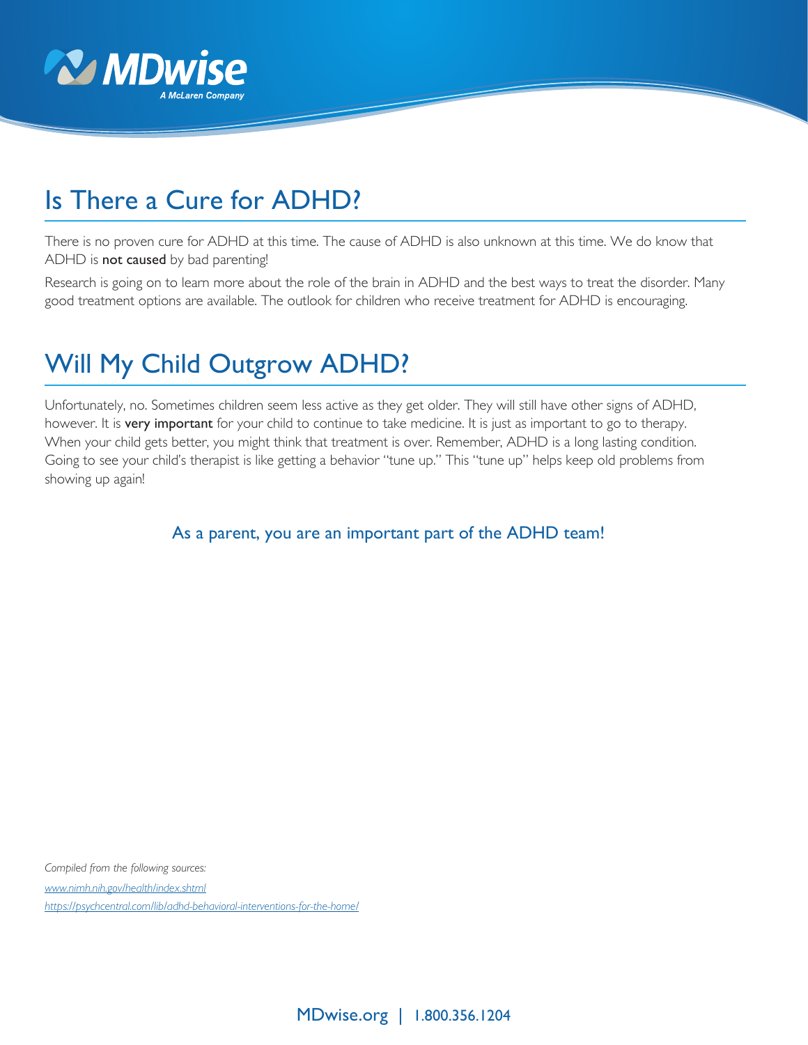## Is There a Cure for ADHD?

There is no proven cure for ADHD at this time. The cause of ADHD is also unknown at this time. We do know that ADHD is **not caused** by bad parenting!

Research is going on to learn more about the role of the brain in ADHD and the best ways to treat the disorder. Many good treatment options are available. The outlook for children who receive treatment for ADHD is encouraging.

## Will My Child Outgrow ADHD?

Unfortunately, no. Sometimes children seem less active as they get older. They will still have other signs of ADHD, however. It is **very important** for your child to continue to take medicine. It is just as important to go to therapy. When your child gets better, you might think that treatment is over. Remember, ADHD is a long lasting condition. Going to see your child's therapist is like getting a behavior "tune up." This "tune up" helps keep old problems from showing up again!

As a parent, you are an important part of the ADHD team!

*Compiled from the following sources:*

*[www.nimh.nih.gov/health/index.shtml](www.nimh.nih.gov/health/index.shtml)*

*[https://psychcentral.com/lib/adhd-behavioral-interventions-for-the-home/](https://psychcentral.com/lib/adhd-behavioral-interventions-for-the-home/)*

MDwise.org | 1.800.356.1204